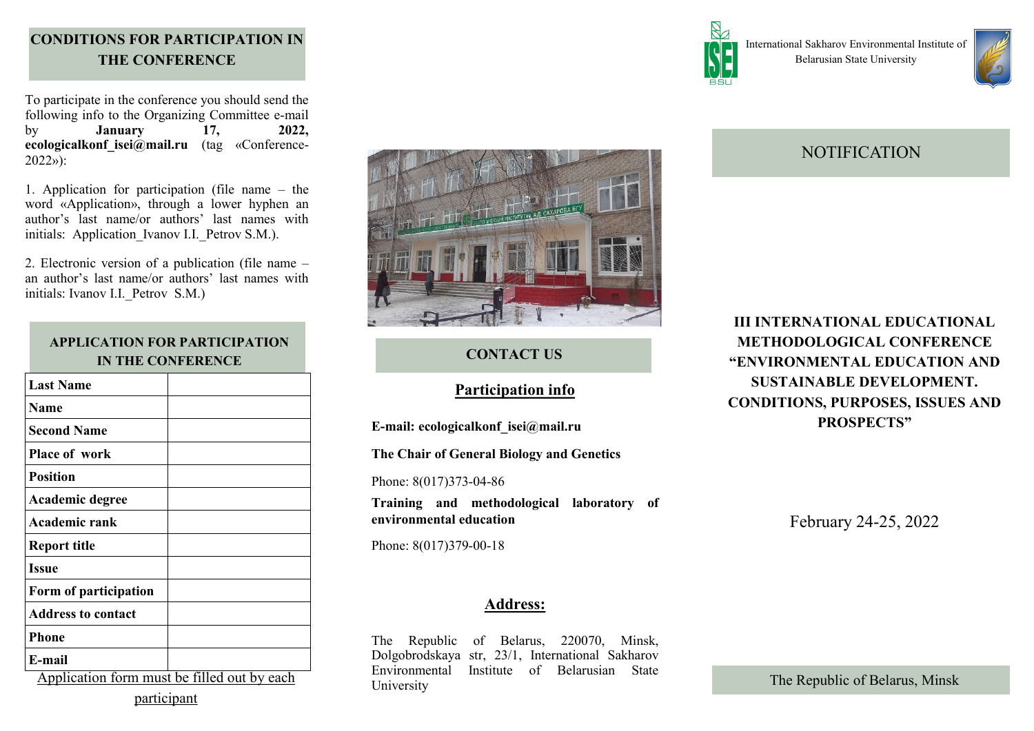## CONDITIONS FOR PARTICIPATION IN THE CONFERENCE

To participate in the conference you should send the following info to the Organizing Committee e-mail by **January 17, 2022, ecologicalkonf_isei@mail.ru** (tag «Conference-2022»):

1. Application for participation (file name – the word «Application», through a lower hyphen an author's last name/or authors' last names with initials: Application_Ivanov I.I._Petrov S.M.).

2. Electronic version of a publication (file name – an author's last name/or authors' last names with initials: Ivanov I.I._Petrov S.M.)

### APPLICATION FOR PARTICIPATION IN THE CONFERENCE

| | |
|---|---|
| **Last Name** | |
| **Name** | |
| **Second Name** | |
| **Place of work** | |
| **Position** | |
| **Academic degree** | |
| **Academic rank** | |
| **Report title** | |
| **Issue** | |
| **Form of participation** | |
| **Address to contact** | |
| **Phone** | |
| **E-mail** | |

Application form must be filled out by each participant

## CONTACT US

### Participation info

**E-mail: ecologicalkonf_isei@mail.ru**

**The Chair of General Biology and Genetics**

Phone: 8(017)373-04-86

**Training and methodological laboratory of environmental education**

Phone: 8(017)379-00-18

### Address:

The Republic of Belarus, 220070, Minsk, Dolgobrodskaya str, 23/1, International Sakharov Environmental Institute of Belarusian State University

International Sakharov Environmental Institute of Belarusian State University

# NOTIFICATION

**III INTERNATIONAL EDUCATIONAL METHODOLOGICAL CONFERENCE "ENVIRONMENTAL EDUCATION AND SUSTAINABLE DEVELOPMENT. CONDITIONS, PURPOSES, ISSUES AND PROSPECTS"**

February 24-25, 2022

The Republic of Belarus, Minsk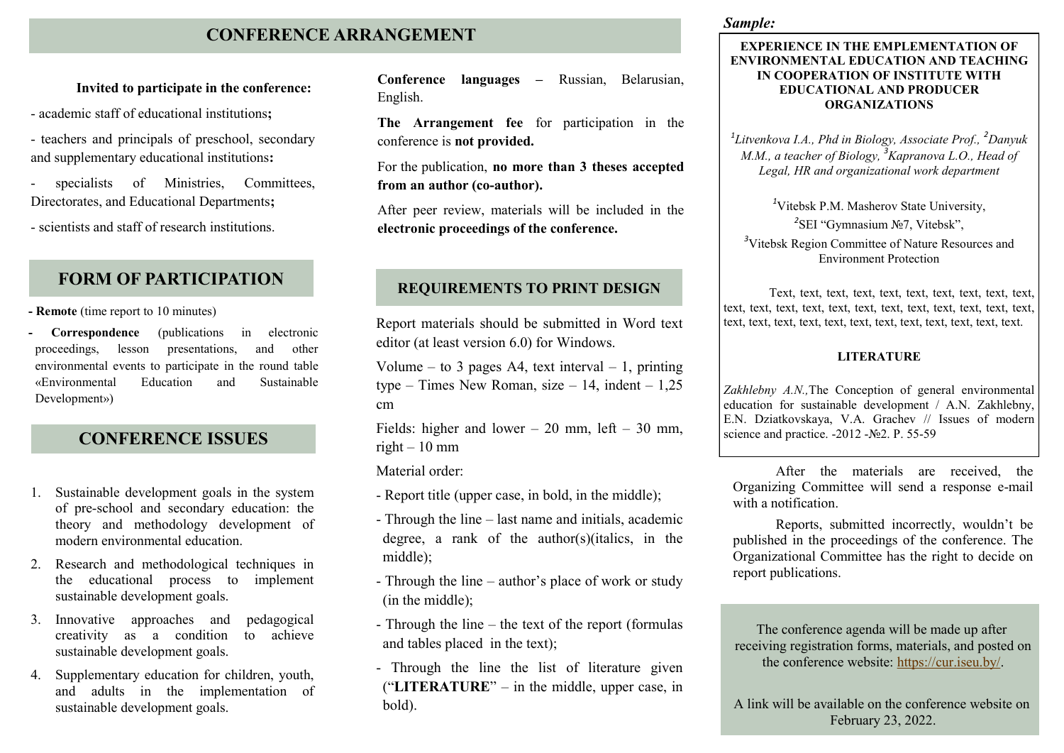## CONFERENCE ARRANGEMENT

**Invited to participate in the conference:**

- academic staff of educational institutions**;**
- teachers and principals of preschool, secondary and supplementary educational institutions**:**
- specialists of Ministries, Committees, Directorates, and Educational Departments**;**
- scientists and staff of research institutions.

## FORM OF PARTICIPATION

- **Remote** (time report to 10 minutes)
- **Correspondence** (publications in electronic proceedings, lesson presentations, and other environmental events to participate in the round table «Environmental Education and Sustainable Development»)

## CONFERENCE ISSUES

1. Sustainable development goals in the system of pre-school and secondary education: the theory and methodology development of modern environmental education.
2. Research and methodological techniques in the educational process to implement sustainable development goals.
3. Innovative approaches and pedagogical creativity as a condition to achieve sustainable development goals.
4. Supplementary education for children, youth, and adults in the implementation of sustainable development goals.

**Conference languages –** Russian, Belarusian, English.

**The Arrangement fee** for participation in the conference is **not provided.**

For the publication, **no more than 3 theses accepted from an author (co-author).**

After peer review, materials will be included in the **electronic proceedings of the conference.**

## REQUIREMENTS TO PRINT DESIGN

Report materials should be submitted in Word text editor (at least version 6.0) for Windows.

Volume – to 3 pages A4, text interval – 1, printing type – Times New Roman, size – 14, indent – 1,25 cm

Fields: higher and lower – 20 mm, left – 30 mm, right – 10 mm

Material order:

- Report title (upper case, in bold, in the middle);
- Through the line – last name and initials, academic degree, a rank of the author(s)(italics, in the middle);
- Through the line – author's place of work or study (in the middle);
- Through the line – the text of the report (formulas and tables placed in the text);
- Through the line the list of literature given ("**LITERATURE**" – in the middle, upper case, in bold).

***Sample:***

**EXPERIENCE IN THE EMPLEMENTATION OF ENVIRONMENTAL EDUCATION AND TEACHING IN COOPERATION OF INSTITUTE WITH EDUCATIONAL AND PRODUCER ORGANIZATIONS**

*[1]Litvenkova I.A., Phd in Biology, Associate Prof., [2]Danyuk M.M., a teacher of Biology, [3]Kapranova L.O., Head of Legal, HR and organizational work department*

[1]Vitebsk P.M. Masherov State University,

[2]SEI "Gymnasium №7, Vitebsk",

[3]Vitebsk Region Committee of Nature Resources and Environment Protection

Text, text, text, text, text, text, text, text, text, text, text, text, text, text, text, text, text, text, text, text, text, text, text, text, text, text, text, text, text, text, text, text, text, text.

**LITERATURE**

*Zakhlebny A.N.,*The Conception of general environmental education for sustainable development / A.N. Zakhlebny, E.N. Dziatkovskaya, V.A. Grachev // Issues of modern science and practice. -2012 -№2. P. 55-59

After the materials are received, the Organizing Committee will send a response e-mail with a notification.

Reports, submitted incorrectly, wouldn't be published in the proceedings of the conference. The Organizational Committee has the right to decide on report publications.

The conference agenda will be made up after receiving registration forms, materials, and posted on the conference website: https://cur.iseu.by/.

A link will be available on the conference website on February 23, 2022.